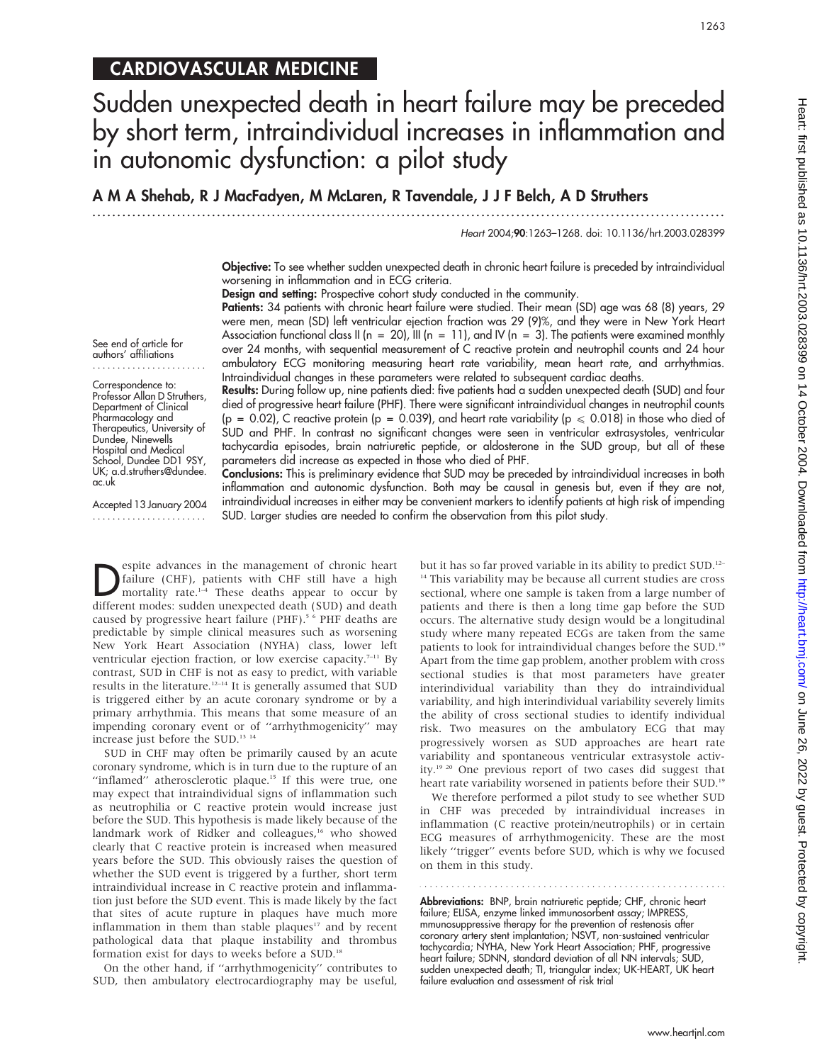## CARDIOVASCULAR MEDICINE

# Sudden unexpected death in heart failure may be preceded by short term, intraindividual increases in inflammation and in autonomic dysfunction: a pilot study

**A M A Shehab, R J MacFadyen, M McLaren, R Tavendale, J J F Belch, A D Struthers**

*Heart* 2004;**90**:1263–1268. doi: 10.1136/hrt.2003.028399

See end of article for authors' affiliations

Correspondence to: Professor Allan D Struthers, Department of Clinical Pharmacology and Therapeutics, University of Dundee, Ninewells Hospital and Medical School, Dundee DD1 9SY, UK; a.d.struthers@dundee.ac.uk

Accepted 13 January 2004

**Objective:** To see whether sudden unexpected death in chronic heart failure is preceded by intraindividual worsening in inflammation and in ECG criteria.

**Design and setting:** Prospective cohort study conducted in the community.

**Patients:** 34 patients with chronic heart failure were studied. Their mean (SD) age was 68 (8) years, 29 were men, mean (SD) left ventricular ejection fraction was 29 (9)%, and they were in New York Heart Association functional class II (n = 20), III (n = 11), and IV (n = 3). The patients were examined monthly over 24 months, with sequential measurement of C reactive protein and neutrophil counts and 24 hour ambulatory ECG monitoring measuring heart rate variability, mean heart rate, and arrhythmias. Intraindividual changes in these parameters were related to subsequent cardiac deaths.

**Results:** During follow up, nine patients died: five patients had a sudden unexpected death (SUD) and four died of progressive heart failure (PHF). There were significant intraindividual changes in neutrophil counts ($p = 0.02$), C reactive protein ($p = 0.039$), and heart rate variability ($p \leq 0.018$) in those who died of SUD and PHF. In contrast no significant changes were seen in ventricular extrasystoles, ventricular tachycardia episodes, brain natriuretic peptide, or aldosterone in the SUD group, but all of these parameters did increase as expected in those who died of PHF.

**Conclusions:** This is preliminary evidence that SUD may be preceded by intraindividual increases in both inflammation and autonomic dysfunction. Both may be causal in genesis but, even if they are not, intraindividual increases in either may be convenient markers to identify patients at high risk of impending SUD. Larger studies are needed to confirm the observation from this pilot study.

Despite advances in the management of chronic heart failure (CHF), patients with CHF still have a high mortality rate.[1–4] These deaths appear to occur by different modes: sudden unexpected death (SUD) and death caused by progressive heart failure (PHF).[5 6] PHF deaths are predictable by simple clinical measures such as worsening New York Heart Association (NYHA) class, lower left ventricular ejection fraction, or low exercise capacity.[7–11] By contrast, SUD in CHF is not as easy to predict, with variable results in the literature.[12–14] It is generally assumed that SUD is triggered either by an acute coronary syndrome or by a primary arrhythmia. This means that some measure of an impending coronary event or of "arrhythmogenicity" may increase just before the SUD.[13 14]

SUD in CHF may often be primarily caused by an acute coronary syndrome, which is in turn due to the rupture of an "inflamed" atherosclerotic plaque.[15] If this were true, one may expect that intraindividual signs of inflammation such as neutrophilia or C reactive protein would increase just before the SUD. This hypothesis is made likely because of the landmark work of Ridker and colleagues,[16] who showed clearly that C reactive protein is increased when measured years before the SUD. This obviously raises the question of whether the SUD event is triggered by a further, short term intraindividual increase in C reactive protein and inflammation just before the SUD event. This is made likely by the fact that sites of acute rupture in plaques have much more inflammation in them than stable plaques[17] and by recent pathological data that plaque instability and thrombus formation exist for days to weeks before a SUD.[18]

On the other hand, if "arrhythmogenicity" contributes to SUD, then ambulatory electrocardiography may be useful, but it has so far proved variable in its ability to predict SUD.[12–14] This variability may be because all current studies are cross sectional, where one sample is taken from a large number of patients and there is then a long time gap before the SUD occurs. The alternative study design would be a longitudinal study where many repeated ECGs are taken from the same patients to look for intraindividual changes before the SUD.[19] Apart from the time gap problem, another problem with cross sectional studies is that most parameters have greater interindividual variability than they do intraindividual variability, and high interindividual variability severely limits the ability of cross sectional studies to identify individual risk. Two measures on the ambulatory ECG that may progressively worsen as SUD approaches are heart rate variability and spontaneous ventricular extrasystole activity.[19 20] One previous report of two cases did suggest that heart rate variability worsened in patients before their SUD.[19]

We therefore performed a pilot study to see whether SUD in CHF was preceded by intraindividual increases in inflammation (C reactive protein/neutrophils) or in certain ECG measures of arrhythmogenicity. These are the most likely "trigger" events before SUD, which is why we focused on them in this study.

**Abbreviations:** BNP, brain natriuretic peptide; CHF, chronic heart failure; ELISA, enzyme linked immunosorbent assay; IMPRESS, mmunosuppressive therapy for the prevention of restenosis after coronary artery stent implantation; NSVT, non-sustained ventricular tachycardia; NYHA, New York Heart Association; PHF, progressive heart failure; SDNN, standard deviation of all NN intervals; SUD, sudden unexpected death; TI, triangular index; UK-HEART, UK heart failure evaluation and assessment of risk trial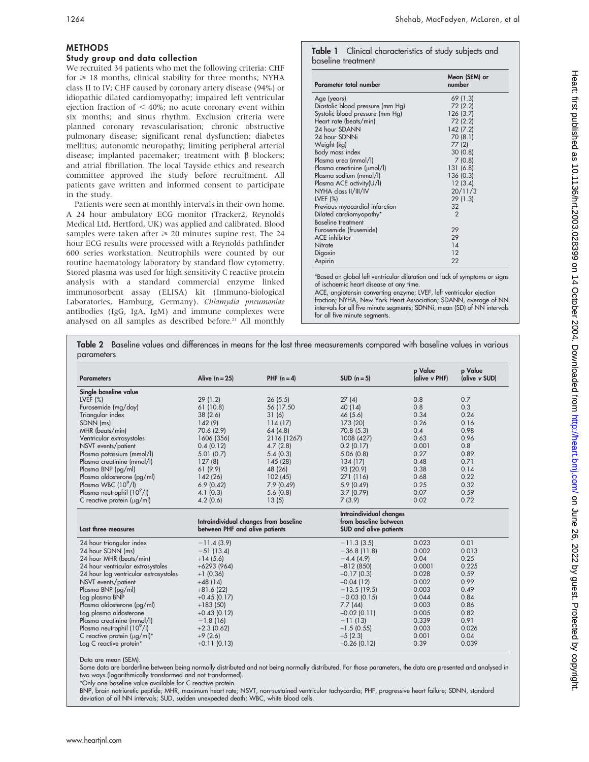## METHODS

### Study group and data collection

We recruited 34 patients who met the following criteria: CHF for ≥ 18 months, clinical stability for three months; NYHA class II to IV; CHF caused by coronary artery disease (94%) or idiopathic dilated cardiomyopathy; impaired left ventricular ejection fraction of < 40%; no acute coronary event within six months; and sinus rhythm. Exclusion criteria were planned coronary revascularisation; chronic obstructive pulmonary disease; significant renal dysfunction; diabetes mellitus; autonomic neuropathy; limiting peripheral arterial disease; implanted pacemaker; treatment with β blockers; and atrial fibrillation. The local Tayside ethics and research committee approved the study before recruitment. All patients gave written and informed consent to participate in the study.

Patients were seen at monthly intervals in their own home. A 24 hour ambulatory ECG monitor (Tracker2, Reynolds Medical Ltd, Hertford, UK) was applied and calibrated. Blood samples were taken after ≥ 20 minutes supine rest. The 24 hour ECG results were processed with a Reynolds pathfinder 600 series workstation. Neutrophils were counted by our routine haematology laboratory by standard flow cytometry. Stored plasma was used for high sensitivity C reactive protein analysis with a standard commercial enzyme linked immunosorbent assay (ELISA) kit (Immuno-biological Laboratories, Hamburg, Germany). *Chlamydia pneumoniae* antibodies (IgG, IgA, IgM) and immune complexes were analysed on all samples as described before.[21] All monthly

**Table 1** Clinical characteristics of study subjects and baseline treatment

| Parameter total number | Mean (SEM) or number |
|---|---|
| Age (years) | 69 (1.3) |
| Diastolic blood pressure (mm Hg) | 72 (2.2) |
| Systolic blood pressure (mm Hg) | 126 (3.7) |
| Heart rate (beats/min) | 72 (2.2) |
| 24 hour SDANN | 142 (7.2) |
| 24 hour SDNNi | 70 (8.1) |
| Weight (kg) | 77 (2) |
| Body mass index | 30 (0.8) |
| Plasma urea (mmol/l) | 7 (0.8) |
| Plasma creatinine (μmol/l) | 131 (6.8) |
| Plasma sodium (mmol/l) | 136 (0.3) |
| Plasma ACE activity(U/l) | 12 (3.4) |
| NYHA class II/III/IV | 20/11/3 |
| LVEF (%) | 29 (1.3) |
| Previous myocardial infarction | 32 |
| Dilated cardiomyopathy* | 2 |
| Baseline treatment | |
| Furosemide (frusemide) | 29 |
| ACE inhibitor | 29 |
| Nitrate | 14 |
| Digoxin | 12 |
| Aspirin | 22 |

*Based on global left ventricular dilatation and lack of symptoms or signs of ischaemic heart disease at any time.

ACE, angiotensin converting enzyme; LVEF, left ventricular ejection fraction; NYHA, New York Heart Association; SDANN, average of NN intervals for all five minute segments; SDNNi, mean (SD) of NN intervals for all five minute segments.

**Table 2** Baseline values and differences in means for the last three measurements compared with baseline values in various parameters

| Parameters | Alive (n = 25) | PHF (n = 4) | SUD (n = 5) | p Value (alive v PHF) | p Value (alive v SUD) |
|---|---|---|---|---|---|
| **Single baseline value** | | | | | |
| LVEF (%) | 29 (1.2) | 26 (5.5) | 27 (4) | 0.8 | 0.7 |
| Furosemide (mg/day) | 61 (10.8) | 56 (17.50 | 40 (14) | 0.8 | 0.3 |
| Triangular index | 38 (2.6) | 31 (6) | 46 (5.6) | 0.34 | 0.24 |
| SDNN (ms) | 142 (9) | 114 (17) | 173 (20) | 0.26 | 0.16 |
| MHR (beats/min) | 70.6 (2.9) | 64 (4.8) | 70.8 (5.3) | 0.4 | 0.98 |
| Ventricular extrasystoles | 1606 (356) | 2116 (1267) | 1008 (427) | 0.63 | 0.96 |
| NSVT events/patient | 0.4 (0.12) | 4.7 (2.8) | 0.2 (0.17) | 0.001 | 0.8 |
| Plasma potassium (mmol/l) | 5.01 (0.7) | 5.4 (0.3) | 5.06 (0.8) | 0.27 | 0.89 |
| Plasma creatinine (mmol/l) | 127 (8) | 145 (28) | 134 (17) | 0.48 | 0.71 |
| Plasma BNP (pg/ml) | 61 (9.9) | 48 (26) | 93 (20.9) | 0.38 | 0.14 |
| Plasma aldosterone (pg/ml) | 142 (26) | 102 (45) | 271 (116) | 0.68 | 0.22 |
| Plasma WBC ($10^9$/l) | 6.9 (0.42) | 7.9 (0.49) | 5.9 (0.49) | 0.25 | 0.32 |
| Plasma neutrophil ($10^9$/l) | 4.1 (0.3) | 5.6 (0.8) | 3.7 (0.79) | 0.07 | 0.59 |
| C reactive protein (μg/ml) | 4.2 (0.6) | 13 (5) | 7 (3.9) | 0.02 | 0.72 |
| **Last three measures** | **Intraindividual changes from baseline between PHF and alive patients** | | **Intraindividual changes from baseline between SUD and alive patients** | | |
| 24 hour triangular index | −11.4 (3.9) | | −11.3 (3.5) | 0.023 | 0.01 |
| 24 hour SDNN (ms) | −51 (13.4) | | −36.8 (11.8) | 0.002 | 0.013 |
| 24 hour MHR (beats/min) | +14 (5.6) | | −4.4 (4.9) | 0.04 | 0.25 |
| 24 hour ventricular extrasystoles | +6293 (964) | | +812 (850) | 0.0001 | 0.225 |
| 24 hour log ventricular extrasystoles | +1 (0.36) | | +0.17 (0.3) | 0.028 | 0.59 |
| NSVT events/patient | +48 (14) | | +0.04 (12) | 0.002 | 0.99 |
| Plasma BNP (pg/ml) | +81.6 (22) | | −13.5 (19.5) | 0.003 | 0.49 |
| Log plasma BNP | +0.45 (0.17) | | −0.03 (0.15) | 0.044 | 0.84 |
| Plasma aldosterone (pg/ml) | +183 (50) | | 7.7 (44) | 0.003 | 0.86 |
| Log plasma aldosterone | +0.43 (0.12) | | +0.02 (0.11) | 0.005 | 0.82 |
| Plasma creatinine (mmol/l) | −1.8 (16) | | −11 (13) | 0.339 | 0.91 |
| Plasma neutrophil ($10^9$/l) | +2.3 (0.62) | | +1.5 (0.55) | 0.003 | 0.026 |
| C reactive protein (μg/ml)* | +9 (2.6) | | +5 (2.3) | 0.001 | 0.04 |
| Log C reactive protein* | +0.11 (0.13) | | +0.26 (0.12) | 0.39 | 0.039 |

Data are mean (SEM).

Some data are borderline between being normally distributed and not being normally distributed. For those parameters, the data are presented and analysed in two ways (logarithmically transformed and not transformed).

*Only one baseline value available for C reactive protein.

BNP, brain natriuretic peptide; MHR, maximum heart rate; NSVT, non-sustained ventricular tachycardia; PHF, progressive heart failure; SDNN, standard deviation of all NN intervals; SUD, sudden unexpected death; WBC, white blood cells.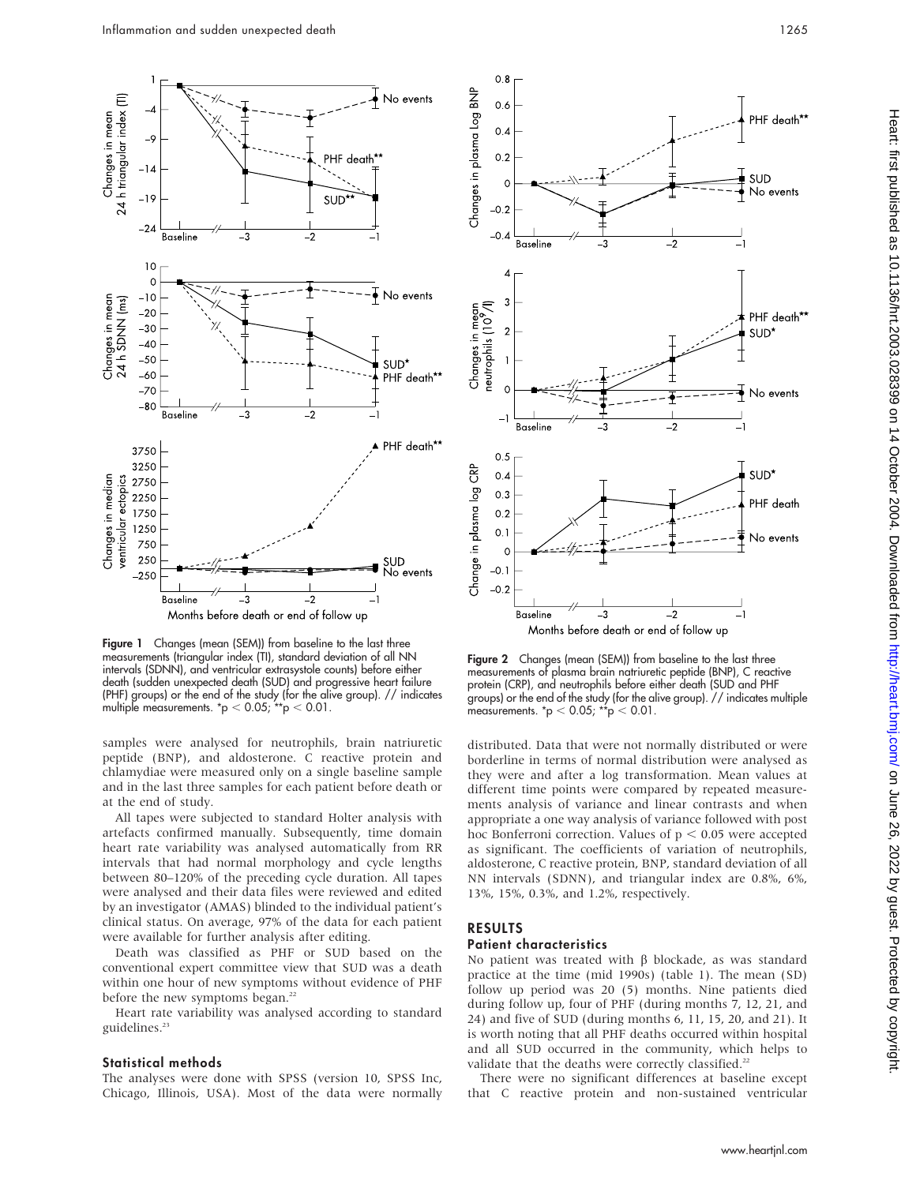Figure 1 Changes (mean (SEM)) from baseline to the last three measurements (triangular index (TI), standard deviation of all NN intervals (SDNN), and ventricular extrasystole counts) before either death (sudden unexpected death (SUD) and progressive heart failure (PHF) groups) or the end of the study (for the alive group). // indicates multiple measurements. *p < 0.05; **p < 0.01.

Figure 2 Changes (mean (SEM)) from baseline to the last three measurements of plasma brain natriuretic peptide (BNP), C reactive protein (CRP), and neutrophils before either death (SUD and PHF groups) or the end of the study (for the alive group). // indicates multiple measurements. *p < 0.05; **p < 0.01.

samples were analysed for neutrophils, brain natriuretic peptide (BNP), and aldosterone. C reactive protein and chlamydiae were measured only on a single baseline sample and in the last three samples for each patient before death or at the end of study.

All tapes were subjected to standard Holter analysis with artefacts confirmed manually. Subsequently, time domain heart rate variability was analysed automatically from RR intervals that had normal morphology and cycle lengths between 80–120% of the preceding cycle duration. All tapes were analysed and their data files were reviewed and edited by an investigator (AMAS) blinded to the individual patient's clinical status. On average, 97% of the data for each patient were available for further analysis after editing.

Death was classified as PHF or SUD based on the conventional expert committee view that SUD was a death within one hour of new symptoms without evidence of PHF before the new symptoms began.[22]

Heart rate variability was analysed according to standard guidelines.[23]

### Statistical methods

The analyses were done with SPSS (version 10, SPSS Inc, Chicago, Illinois, USA). Most of the data were normally distributed. Data that were not normally distributed or were borderline in terms of normal distribution were analysed as they were and after a log transformation. Mean values at different time points were compared by repeated measurements analysis of variance and linear contrasts and when appropriate a one way analysis of variance followed with post hoc Bonferroni correction. Values of $p < 0.05$ were accepted as significant. The coefficients of variation of neutrophils, aldosterone, C reactive protein, BNP, standard deviation of all NN intervals (SDNN), and triangular index are 0.8%, 6%, 13%, 15%, 0.3%, and 1.2%, respectively.

## RESULTS

### Patient characteristics

No patient was treated with β blockade, as was standard practice at the time (mid 1990s) (table 1). The mean (SD) follow up period was 20 (5) months. Nine patients died during follow up, four of PHF (during months 7, 12, 21, and 24) and five of SUD (during months 6, 11, 15, 20, and 21). It is worth noting that all PHF deaths occurred within hospital and all SUD occurred in the community, which helps to validate that the deaths were correctly classified.[22]

There were no significant differences at baseline except that C reactive protein and non-sustained ventricular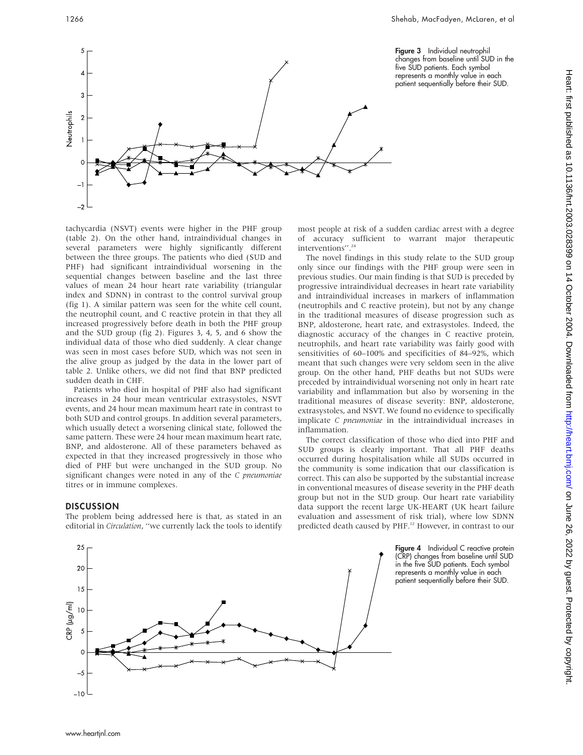5
4
3
2
1
0
−1
−2
Neutrophils

Figure 3 Individual neutrophil changes from baseline until SUD in the five SUD patients. Each symbol represents a monthly value in each patient sequentially before their SUD.

tachycardia (NSVT) events were higher in the PHF group (table 2). On the other hand, intraindividual changes in several parameters were highly significantly different between the three groups. The patients who died (SUD and PHF) had significant intraindividual worsening in the sequential changes between baseline and the last three values of mean 24 hour heart rate variability (triangular index and SDNN) in contrast to the control survival group (fig 1). A similar pattern was seen for the white cell count, the neutrophil count, and C reactive protein in that they all increased progressively before death in both the PHF group and the SUD group (fig 2). Figures 3, 4, 5, and 6 show the individual data of those who died suddenly. A clear change was seen in most cases before SUD, which was not seen in the alive group as judged by the data in the lower part of table 2. Unlike others, we did not find that BNP predicted sudden death in CHF.

Patients who died in hospital of PHF also had significant increases in 24 hour mean ventricular extrasystoles, NSVT events, and 24 hour mean maximum heart rate in contrast to both SUD and control groups. In addition several parameters, which usually detect a worsening clinical state, followed the same pattern. These were 24 hour mean maximum heart rate, BNP, and aldosterone. All of these parameters behaved as expected in that they increased progressively in those who died of PHF but were unchanged in the SUD group. No significant changes were noted in any of the *C pneumoniae* titres or in immune complexes.

## DISCUSSION

The problem being addressed here is that, as stated in an editorial in *Circulation*, "we currently lack the tools to identify most people at risk of a sudden cardiac arrest with a degree of accuracy sufficient to warrant major therapeutic interventions".[24]

The novel findings in this study relate to the SUD group only since our findings with the PHF group were seen in previous studies. Our main finding is that SUD is preceded by progressive intraindividual decreases in heart rate variability and intraindividual increases in markers of inflammation (neutrophils and C reactive protein), but not by any change in the traditional measures of disease progression such as BNP, aldosterone, heart rate, and extrasystoles. Indeed, the diagnostic accuracy of the changes in C reactive protein, neutrophils, and heart rate variability was fairly good with sensitivities of 60–100% and specificities of 84–92%, which meant that such changes were very seldom seen in the alive group. On the other hand, PHF deaths but not SUDs were preceded by intraindividual worsening not only in heart rate variability and inflammation but also by worsening in the traditional measures of disease severity: BNP, aldosterone, extrasystoles, and NSVT. We found no evidence to specifically implicate *C pneumoniae* in the intraindividual increases in inflammation.

The correct classification of those who died into PHF and SUD groups is clearly important. That all PHF deaths occurred during hospitalisation while all SUDs occurred in the community is some indication that our classification is correct. This can also be supported by the substantial increase in conventional measures of disease severity in the PHF death group but not in the SUD group. Our heart rate variability data support the recent large UK-HEART (UK heart failure evaluation and assessment of risk trial), where low SDNN predicted death caused by PHF.[12] However, in contrast to our

25
20
15
10
5
0
−5
−10
CRP (µg/ml)

Figure 4 Individual C reactive protein (CRP) changes from baseline until SUD in the five SUD patients. Each symbol represents a monthly value in each patient sequentially before their SUD.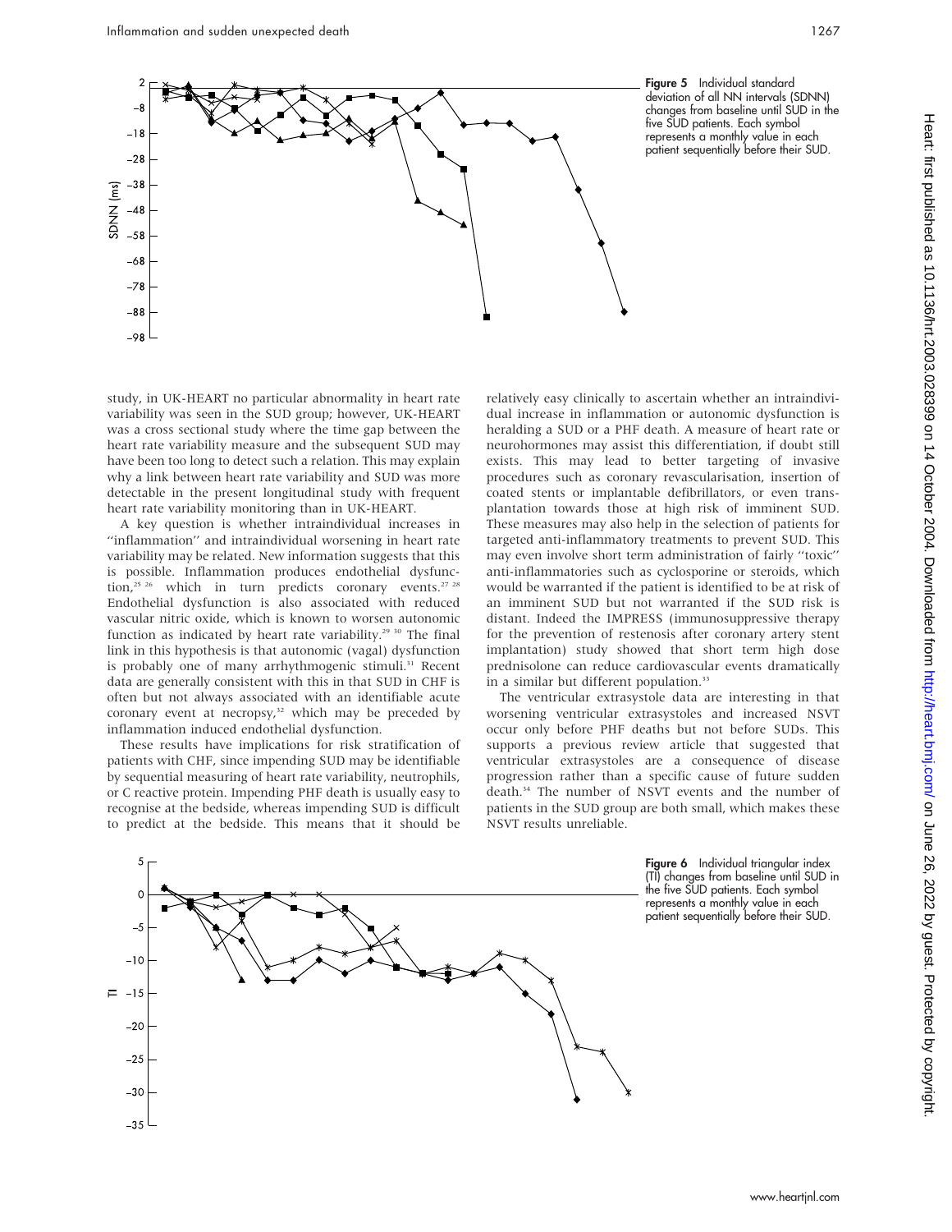Figure 5 Individual standard deviation of all NN intervals (SDNN) changes from baseline until SUD in the five SUD patients. Each symbol represents a monthly value in each patient sequentially before their SUD.

study, in UK-HEART no particular abnormality in heart rate variability was seen in the SUD group; however, UK-HEART was a cross sectional study where the time gap between the heart rate variability measure and the subsequent SUD may have been too long to detect such a relation. This may explain why a link between heart rate variability and SUD was more detectable in the present longitudinal study with frequent heart rate variability monitoring than in UK-HEART.

A key question is whether intraindividual increases in ''inflammation'' and intraindividual worsening in heart rate variability may be related. New information suggests that this is possible. Inflammation produces endothelial dysfunction,[25 26] which in turn predicts coronary events.[27 28] Endothelial dysfunction is also associated with reduced vascular nitric oxide, which is known to worsen autonomic function as indicated by heart rate variability.[29 30] The final link in this hypothesis is that autonomic (vagal) dysfunction is probably one of many arrhythmogenic stimuli.[31] Recent data are generally consistent with this in that SUD in CHF is often but not always associated with an identifiable acute coronary event at necropsy,[32] which may be preceded by inflammation induced endothelial dysfunction.

These results have implications for risk stratification of patients with CHF, since impending SUD may be identifiable by sequential measuring of heart rate variability, neutrophils, or C reactive protein. Impending PHF death is usually easy to recognise at the bedside, whereas impending SUD is difficult to predict at the bedside. This means that it should be relatively easy clinically to ascertain whether an intraindividual increase in inflammation or autonomic dysfunction is heralding a SUD or a PHF death. A measure of heart rate or neurohormones may assist this differentiation, if doubt still exists. This may lead to better targeting of invasive procedures such as coronary revascularisation, insertion of coated stents or implantable defibrillators, or even transplantation towards those at high risk of imminent SUD. These measures may also help in the selection of patients for targeted anti-inflammatory treatments to prevent SUD. This may even involve short term administration of fairly ''toxic'' anti-inflammatories such as cyclosporine or steroids, which would be warranted if the patient is identified to be at risk of an imminent SUD but not warranted if the SUD risk is distant. Indeed the IMPRESS (immunosuppressive therapy for the prevention of restenosis after coronary artery stent implantation) study showed that short term high dose prednisolone can reduce cardiovascular events dramatically in a similar but different population.[33]

The ventricular extrasystole data are interesting in that worsening ventricular extrasystoles and increased NSVT occur only before PHF deaths but not before SUDs. This supports a previous review article that suggested that ventricular extrasystoles are a consequence of disease progression rather than a specific cause of future sudden death.[34] The number of NSVT events and the number of patients in the SUD group are both small, which makes these NSVT results unreliable.

Figure 6 Individual triangular index (TI) changes from baseline until SUD in the five SUD patients. Each symbol represents a monthly value in each patient sequentially before their SUD.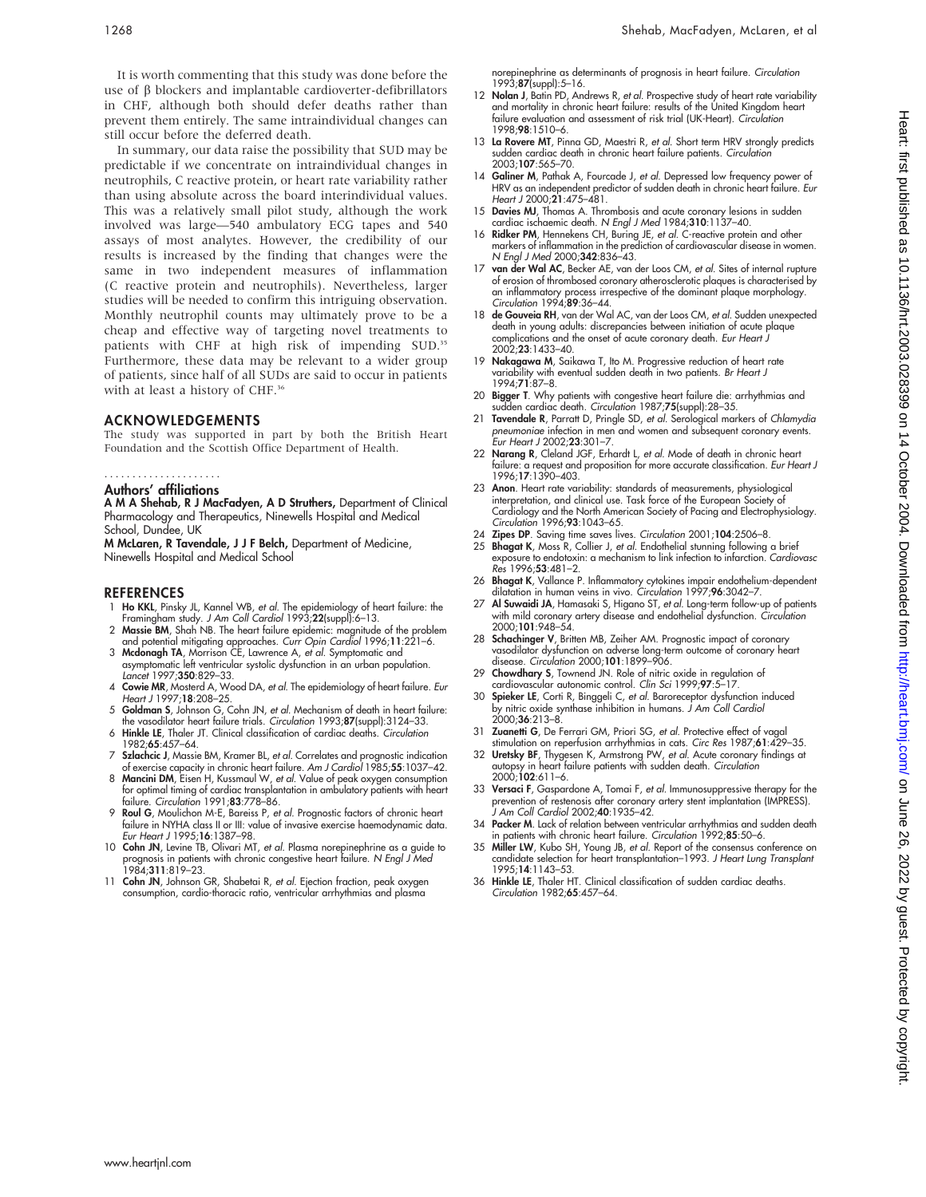It is worth commenting that this study was done before the use of β blockers and implantable cardioverter-defibrillators in CHF, although both should defer deaths rather than prevent them entirely. The same intraindividual changes can still occur before the deferred death.

In summary, our data raise the possibility that SUD may be predictable if we concentrate on intraindividual changes in neutrophils, C reactive protein, or heart rate variability rather than using absolute across the board interindividual values. This was a relatively small pilot study, although the work involved was large—540 ambulatory ECG tapes and 540 assays of most analytes. However, the credibility of our results is increased by the finding that changes were the same in two independent measures of inflammation (C reactive protein and neutrophils). Nevertheless, larger studies will be needed to confirm this intriguing observation. Monthly neutrophil counts may ultimately prove to be a cheap and effective way of targeting novel treatments to patients with CHF at high risk of impending SUD.[35] Furthermore, these data may be relevant to a wider group of patients, since half of all SUDs are said to occur in patients with at least a history of CHF.[36]

## ACKNOWLEDGEMENTS

The study was supported in part by both the British Heart Foundation and the Scottish Office Department of Health.

### Authors' affiliations

**A M A Shehab, R J MacFadyen, A D Struthers,** Department of Clinical Pharmacology and Therapeutics, Ninewells Hospital and Medical School, Dundee, UK

**M McLaren, R Tavendale, J J F Belch,** Department of Medicine, Ninewells Hospital and Medical School

## REFERENCES

1. **Ho KKL**, Pinsky JL, Kannel WB, *et al*. The epidemiology of heart failure: the Framingham study. *J Am Coll Cardiol* 1993;**22**(suppl):6–13.
2. **Massie BM**, Shah NB. The heart failure epidemic: magnitude of the problem and potential mitigating approaches. *Curr Opin Cardiol* 1996;**11**:221–6.
3. **Mcdonagh TA**, Morrison CE, Lawrence A, *et al*. Symptomatic and asymptomatic left ventricular systolic dysfunction in an urban population. *Lancet* 1997;**350**:829–33.
4. **Cowie MR**, Mosterd A, Wood DA, *et al*. The epidemiology of heart failure. *Eur Heart J* 1997;**18**:208–25.
5. **Goldman S**, Johnson G, Cohn JN, *et al*. Mechanism of death in heart failure: the vasodilator heart failure trials. *Circulation* 1993;**87**(suppl):3124–33.
6. **Hinkle LE**, Thaler JT. Clinical classification of cardiac deaths. *Circulation* 1982;**65**:457–64.
7. **Szlachcic J**, Massie BM, Kramer BL, *et al*. Correlates and prognostic indication of exercise capacity in chronic heart failure. *Am J Cardiol* 1985;**55**:1037–42.
8. **Mancini DM**, Eisen H, Kussmaul W, *et al*. Value of peak oxygen consumption for optimal timing of cardiac transplantation in ambulatory patients with heart failure. *Circulation* 1991;**83**:778–86.
9. **Roul G**, Moulichon M-E, Bareiss P, *et al*. Prognostic factors of chronic heart failure in NYHA class II or III: value of invasive exercise haemodynamic data. *Eur Heart J* 1995;**16**:1387–98.
10. **Cohn JN**, Levine TB, Olivari MT, *et al*. Plasma norepinephrine as a guide to prognosis in patients with chronic congestive heart failure. *N Engl J Med* 1984;**311**:819–23.
11. **Cohn JN**, Johnson GR, Shabetai R, *et al*. Ejection fraction, peak oxygen consumption, cardio-thoracic ratio, ventricular arrhythmias and plasma norepinephrine as determinants of prognosis in heart failure. *Circulation* 1993;**87**(suppl):5–16.
12. **Nolan J**, Batin PD, Andrews R, *et al*. Prospective study of heart rate variability and mortality in chronic heart failure: results of the United Kingdom heart failure evaluation and assessment of risk trial (UK-Heart). *Circulation* 1998;**98**:1510–6.
13. **La Rovere MT**, Pinna GD, Maestri R, *et al*. Short term HRV strongly predicts sudden cardiac death in chronic heart failure patients. *Circulation* 2003;**107**:565–70.
14. **Galiner M**, Pathak A, Fourcade J, *et al*. Depressed low frequency power of HRV as an independent predictor of sudden death in chronic heart failure. *Eur Heart J* 2000;**21**:475–481.
15. **Davies MJ**, Thomas A. Thrombosis and acute coronary lesions in sudden cardiac ischaemic death. *N Engl J Med* 1984;**310**:1137–40.
16. **Ridker PM**, Hennekens CH, Buring JE, *et al*. C-reactive protein and other markers of inflammation in the prediction of cardiovascular disease in women. *N Engl J Med* 2000;**342**:836–43.
17. **van der Wal AC**, Becker AE, van der Loos CM, *et al*. Sites of internal rupture of erosion of thrombosed coronary atherosclerotic plaques is characterised by an inflammatory process irrespective of the dominant plaque morphology. *Circulation* 1994;**89**:36–44.
18. **de Gouveia RH**, van der Wal AC, van der Loos CM, *et al*. Sudden unexpected death in young adults: discrepancies between initiation of acute plaque complications and the onset of acute coronary death. *Eur Heart J* 2002;**23**:1433–40.
19. **Nakagawa M**, Saikawa T, Ito M. Progressive reduction of heart rate variability with eventual sudden death in two patients. *Br Heart J* 1994;**71**:87–8.
20. **Bigger T**. Why patients with congestive heart failure die: arrhythmias and sudden cardiac death. *Circulation* 1987;**75**(suppl):28–35.
21. **Tavendale R**, Parratt D, Pringle SD, *et al*. Serological markers of *Chlamydia pneumoniae* infection in men and women and subsequent coronary events. *Eur Heart J* 2002;**23**:301–7.
22. **Narang R**, Cleland JGF, Erhardt L, *et al*. Mode of death in chronic heart failure: a request and proposition for more accurate classification. *Eur Heart J* 1996;**17**:1390–403.
23. **Anon**. Heart rate variability: standards of measurements, physiological interpretation, and clinical use. Task force of the European Society of Cardiology and the North American Society of Pacing and Electrophysiology. *Circulation* 1996;**93**:1043–65.
24. **Zipes DP**. Saving time saves lives. *Circulation* 2001;**104**:2506–8.
25. **Bhagat K**, Moss R, Collier J, *et al*. Endothelial stunning following a brief exposure to endotoxin: a mechanism to link infection to infarction. *Cardiovasc Res* 1996;**53**:481–2.
26. **Bhagat K**, Vallance P. Inflammatory cytokines impair endothelium-dependent dilatation in human veins in vivo. *Circulation* 1997;**96**:3042–7.
27. **Al Suwaidi JA**, Hamasaki S, Higano ST, *et al*. Long-term follow-up of patients with mild coronary artery disease and endothelial dysfunction. *Circulation* 2000;**101**:948–54.
28. **Schachinger V**, Britten MB, Zeiher AM. Prognostic impact of coronary vasodilator dysfunction on adverse long-term outcome of coronary heart disease. *Circulation* 2000;**101**:1899–906.
29. **Chowdhary S**, Townend JN. Role of nitric oxide in regulation of cardiovascular autonomic control. *Clin Sci* 1999;**97**:5–17.
30. **Spieker LE**, Corti R, Binggeli C, *et al*. Baroreceptor dysfunction induced by nitric oxide synthase inhibition in humans. *J Am Coll Cardiol* 2000;**36**:213–8.
31. **Zuanetti G**, De Ferrari GM, Priori SG, *et al*. Protective effect of vagal stimulation on reperfusion arrhythmias in cats. *Circ Res* 1987;**61**:429–35.
32. **Uretsky BF**, Thygesen K, Armstrong PW, *et al*. Acute coronary findings at autopsy in heart failure patients with sudden death. *Circulation* 2000;**102**:611–6.
33. **Versaci F**, Gaspardone A, Tomai F, *et al*. Immunosuppressive therapy for the prevention of restenosis after coronary artery stent implantation (IMPRESS). *J Am Coll Cardiol* 2002;**40**:1935–42.
34. **Packer M**. Lack of relation between ventricular arrhythmias and sudden death in patients with chronic heart failure. *Circulation* 1992;**85**:50–6.
35. **Miller LW**, Kubo SH, Young JB, *et al*. Report of the consensus conference on candidate selection for heart transplantation–1993. *J Heart Lung Transplant* 1995;**14**:1143–53.
36. **Hinkle LE**, Thaler HT. Clinical classification of sudden cardiac deaths. *Circulation* 1982;**65**:457–64.